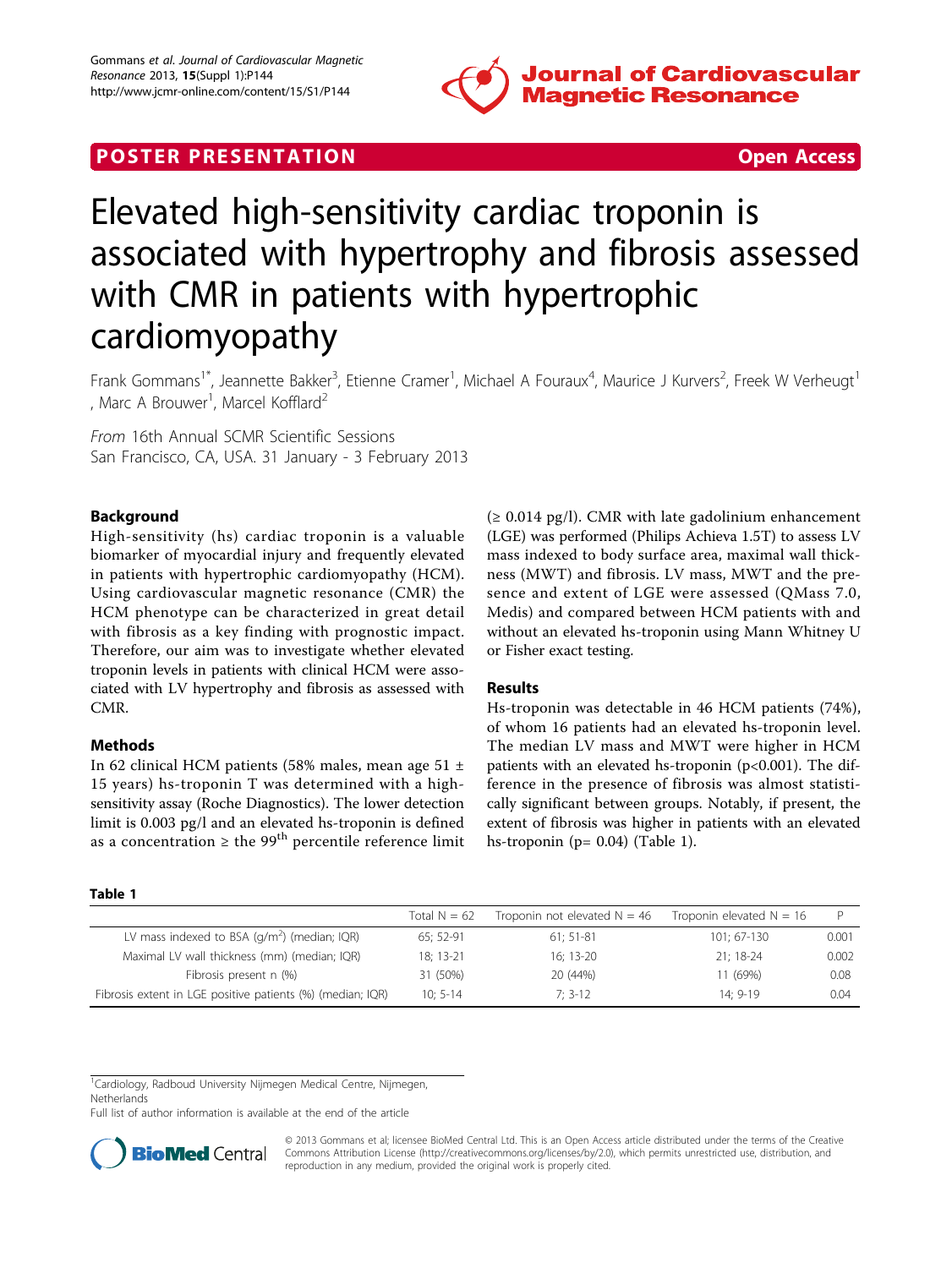**POSTER PRESENTATION** **Open Access**

# Elevated high-sensitivity cardiac troponin is associated with hypertrophy and fibrosis assessed with CMR in patients with hypertrophic cardiomyopathy

Frank Gommans[1*], Jeannette Bakker[3], Etienne Cramer[1], Michael A Fouraux[4], Maurice J Kurvers[2], Freek W Verheugt[1], Marc A Brouwer[1], Marcel Kofflard[2]

*From* 16th Annual SCMR Scientific Sessions
San Francisco, CA, USA. 31 January - 3 February 2013

## Background

High-sensitivity (hs) cardiac troponin is a valuable biomarker of myocardial injury and frequently elevated in patients with hypertrophic cardiomyopathy (HCM). Using cardiovascular magnetic resonance (CMR) the HCM phenotype can be characterized in great detail with fibrosis as a key finding with prognostic impact. Therefore, our aim was to investigate whether elevated troponin levels in patients with clinical HCM were associated with LV hypertrophy and fibrosis as assessed with CMR.

## Methods

In 62 clinical HCM patients (58% males, mean age 51 ± 15 years) hs-troponin T was determined with a high-sensitivity assay (Roche Diagnostics). The lower detection limit is 0.003 pg/l and an elevated hs-troponin is defined as a concentration ≥ the 99[th] percentile reference limit (≥ 0.014 pg/l). CMR with late gadolinium enhancement (LGE) was performed (Philips Achieva 1.5T) to assess LV mass indexed to body surface area, maximal wall thickness (MWT) and fibrosis. LV mass, MWT and the presence and extent of LGE were assessed (QMass 7.0, Medis) and compared between HCM patients with and without an elevated hs-troponin using Mann Whitney U or Fisher exact testing.

## Results

Hs-troponin was detectable in 46 HCM patients (74%), of whom 16 patients had an elevated hs-troponin level. The median LV mass and MWT were higher in HCM patients with an elevated hs-troponin ($p<0.001$). The difference in the presence of fibrosis was almost statistically significant between groups. Notably, if present, the extent of fibrosis was higher in patients with an elevated hs-troponin ($p= 0.04$) (Table 1).

**Table 1**

| | Total N = 62 | Troponin not elevated N = 46 | Troponin elevated N = 16 | P |
|---|---|---|---|---|
| LV mass indexed to BSA ($g/m^2$) (median; IQR) | 65; 52-91 | 61; 51-81 | 101; 67-130 | 0.001 |
| Maximal LV wall thickness (mm) (median; IQR) | 18; 13-21 | 16; 13-20 | 21; 18-24 | 0.002 |
| Fibrosis present n (%) | 31 (50%) | 20 (44%) | 11 (69%) | 0.08 |
| Fibrosis extent in LGE positive patients (%) (median; IQR) | 10; 5-14 | 7; 3-12 | 14; 9-19 | 0.04 |

[1]Cardiology, Radboud University Nijmegen Medical Centre, Nijmegen, Netherlands
Full list of author information is available at the end of the article

© 2013 Gommans et al; licensee BioMed Central Ltd. This is an Open Access article distributed under the terms of the Creative Commons Attribution License (http://creativecommons.org/licenses/by/2.0), which permits unrestricted use, distribution, and reproduction in any medium, provided the original work is properly cited.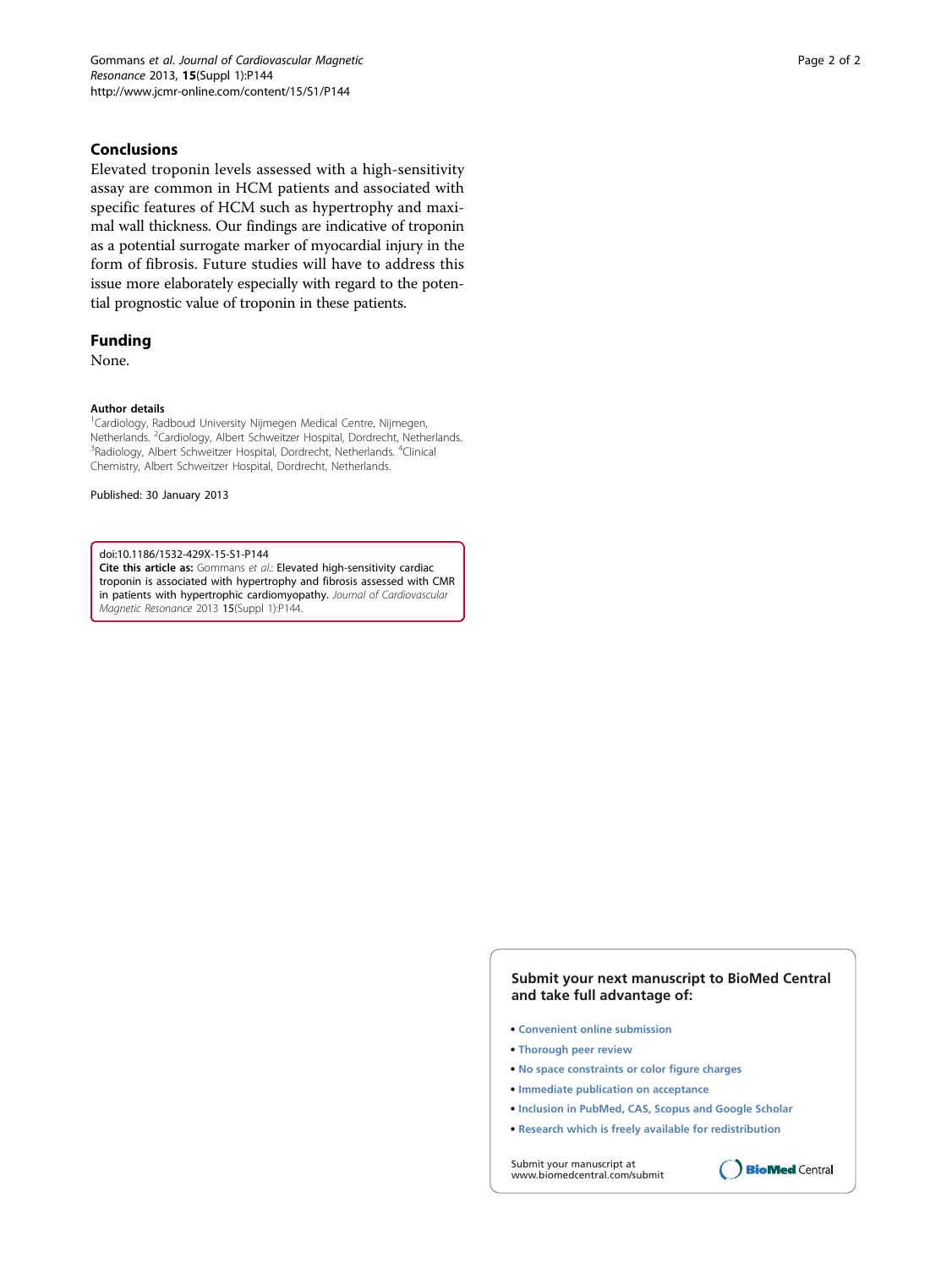## Conclusions

Elevated troponin levels assessed with a high-sensitivity assay are common in HCM patients and associated with specific features of HCM such as hypertrophy and maximal wall thickness. Our findings are indicative of troponin as a potential surrogate marker of myocardial injury in the form of fibrosis. Future studies will have to address this issue more elaborately especially with regard to the potential prognostic value of troponin in these patients.

## Funding

None.

#### Author details

[1]Cardiology, Radboud University Nijmegen Medical Centre, Nijmegen, Netherlands. [2]Cardiology, Albert Schweitzer Hospital, Dordrecht, Netherlands. [3]Radiology, Albert Schweitzer Hospital, Dordrecht, Netherlands. [4]Clinical Chemistry, Albert Schweitzer Hospital, Dordrecht, Netherlands.

Published: 30 January 2013

doi:10.1186/1532-429X-15-S1-P144

**Cite this article as:** Gommans *et al.*: Elevated high-sensitivity cardiac troponin is associated with hypertrophy and fibrosis assessed with CMR in patients with hypertrophic cardiomyopathy. *Journal of Cardiovascular Magnetic Resonance* 2013 **15**(Suppl 1):P144.

**Submit your next manuscript to BioMed Central and take full advantage of:**

- Convenient online submission
- Thorough peer review
- No space constraints or color figure charges
- Immediate publication on acceptance
- Inclusion in PubMed, CAS, Scopus and Google Scholar
- Research which is freely available for redistribution

Submit your manuscript at www.biomedcentral.com/submit

BioMed Central